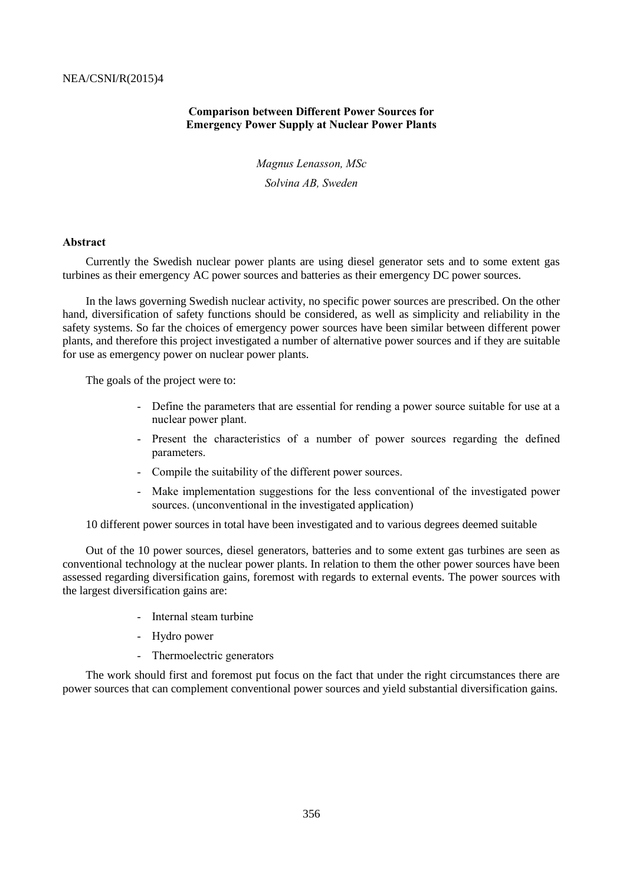# Comparison between Different Power Sources for Emergency Power Supply at Nuclear Power Plants

*Magnus Lenasson, MSc*

*Solvina AB, Sweden*

## Abstract

Currently the Swedish nuclear power plants are using diesel generator sets and to some extent gas turbines as their emergency AC power sources and batteries as their emergency DC power sources.

In the laws governing Swedish nuclear activity, no specific power sources are prescribed. On the other hand, diversification of safety functions should be considered, as well as simplicity and reliability in the safety systems. So far the choices of emergency power sources have been similar between different power plants, and therefore this project investigated a number of alternative power sources and if they are suitable for use as emergency power on nuclear power plants.

The goals of the project were to:

- Define the parameters that are essential for rending a power source suitable for use at a nuclear power plant.
- Present the characteristics of a number of power sources regarding the defined parameters.
- Compile the suitability of the different power sources.
- Make implementation suggestions for the less conventional of the investigated power sources. (unconventional in the investigated application)

10 different power sources in total have been investigated and to various degrees deemed suitable

Out of the 10 power sources, diesel generators, batteries and to some extent gas turbines are seen as conventional technology at the nuclear power plants. In relation to them the other power sources have been assessed regarding diversification gains, foremost with regards to external events. The power sources with the largest diversification gains are:

- Internal steam turbine
- Hydro power
- Thermoelectric generators

The work should first and foremost put focus on the fact that under the right circumstances there are power sources that can complement conventional power sources and yield substantial diversification gains.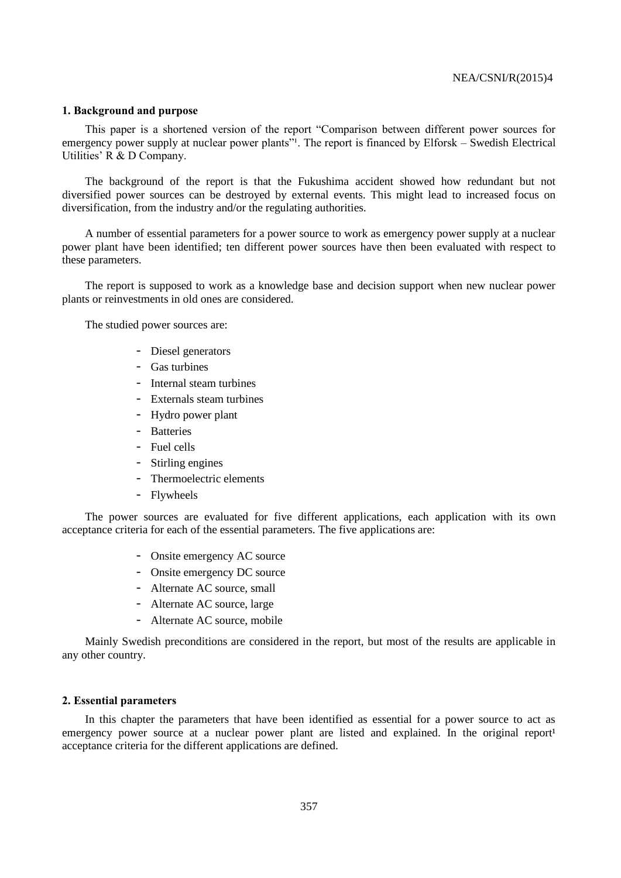## 1. Background and purpose

This paper is a shortened version of the report "Comparison between different power sources for emergency power supply at nuclear power plants"[1]. The report is financed by Elforsk – Swedish Electrical Utilities' R & D Company.

The background of the report is that the Fukushima accident showed how redundant but not diversified power sources can be destroyed by external events. This might lead to increased focus on diversification, from the industry and/or the regulating authorities.

A number of essential parameters for a power source to work as emergency power supply at a nuclear power plant have been identified; ten different power sources have then been evaluated with respect to these parameters.

The report is supposed to work as a knowledge base and decision support when new nuclear power plants or reinvestments in old ones are considered.

The studied power sources are:

- Diesel generators
- Gas turbines
- Internal steam turbines
- Externals steam turbines
- Hydro power plant
- Batteries
- Fuel cells
- Stirling engines
- Thermoelectric elements
- Flywheels

The power sources are evaluated for five different applications, each application with its own acceptance criteria for each of the essential parameters. The five applications are:

- Onsite emergency AC source
- Onsite emergency DC source
- Alternate AC source, small
- Alternate AC source, large
- Alternate AC source, mobile

Mainly Swedish preconditions are considered in the report, but most of the results are applicable in any other country.

## 2. Essential parameters

In this chapter the parameters that have been identified as essential for a power source to act as emergency power source at a nuclear power plant are listed and explained. In the original report[1] acceptance criteria for the different applications are defined.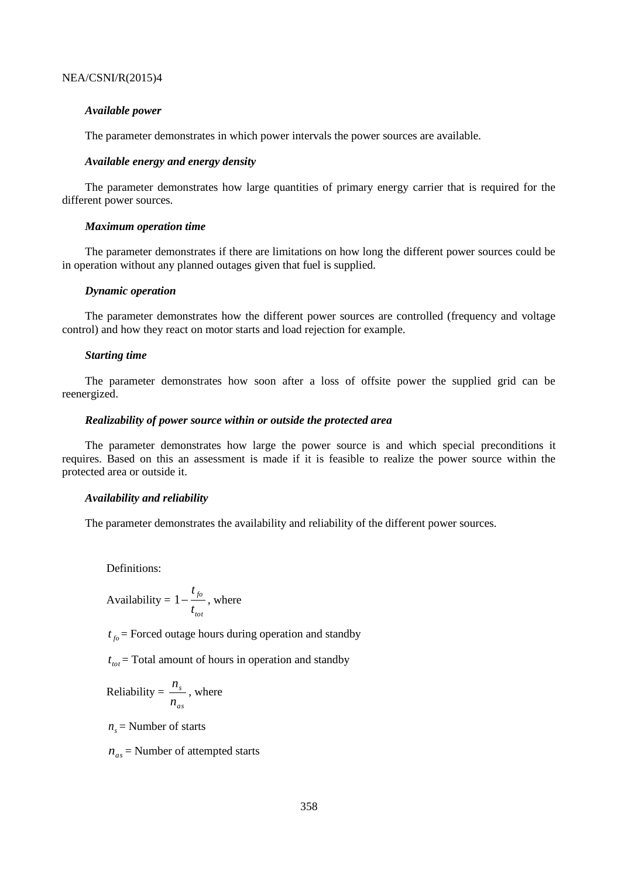*Available power*

The parameter demonstrates in which power intervals the power sources are available.

*Available energy and energy density*

The parameter demonstrates how large quantities of primary energy carrier that is required for the different power sources.

*Maximum operation time*

The parameter demonstrates if there are limitations on how long the different power sources could be in operation without any planned outages given that fuel is supplied.

*Dynamic operation*

The parameter demonstrates how the different power sources are controlled (frequency and voltage control) and how they react on motor starts and load rejection for example.

*Starting time*

The parameter demonstrates how soon after a loss of offsite power the supplied grid can be reenergized.

*Realizability of power source within or outside the protected area*

The parameter demonstrates how large the power source is and which special preconditions it requires. Based on this an assessment is made if it is feasible to realize the power source within the protected area or outside it.

*Availability and reliability*

The parameter demonstrates the availability and reliability of the different power sources.

Definitions:

Availability = $1 - \frac{t_{fo}}{t_{tot}}$, where

$t_{fo}$ = Forced outage hours during operation and standby

$t_{tot}$ = Total amount of hours in operation and standby

Reliability = $\frac{n_s}{n_{as}}$, where

$n_s$ = Number of starts

$n_{as}$ = Number of attempted starts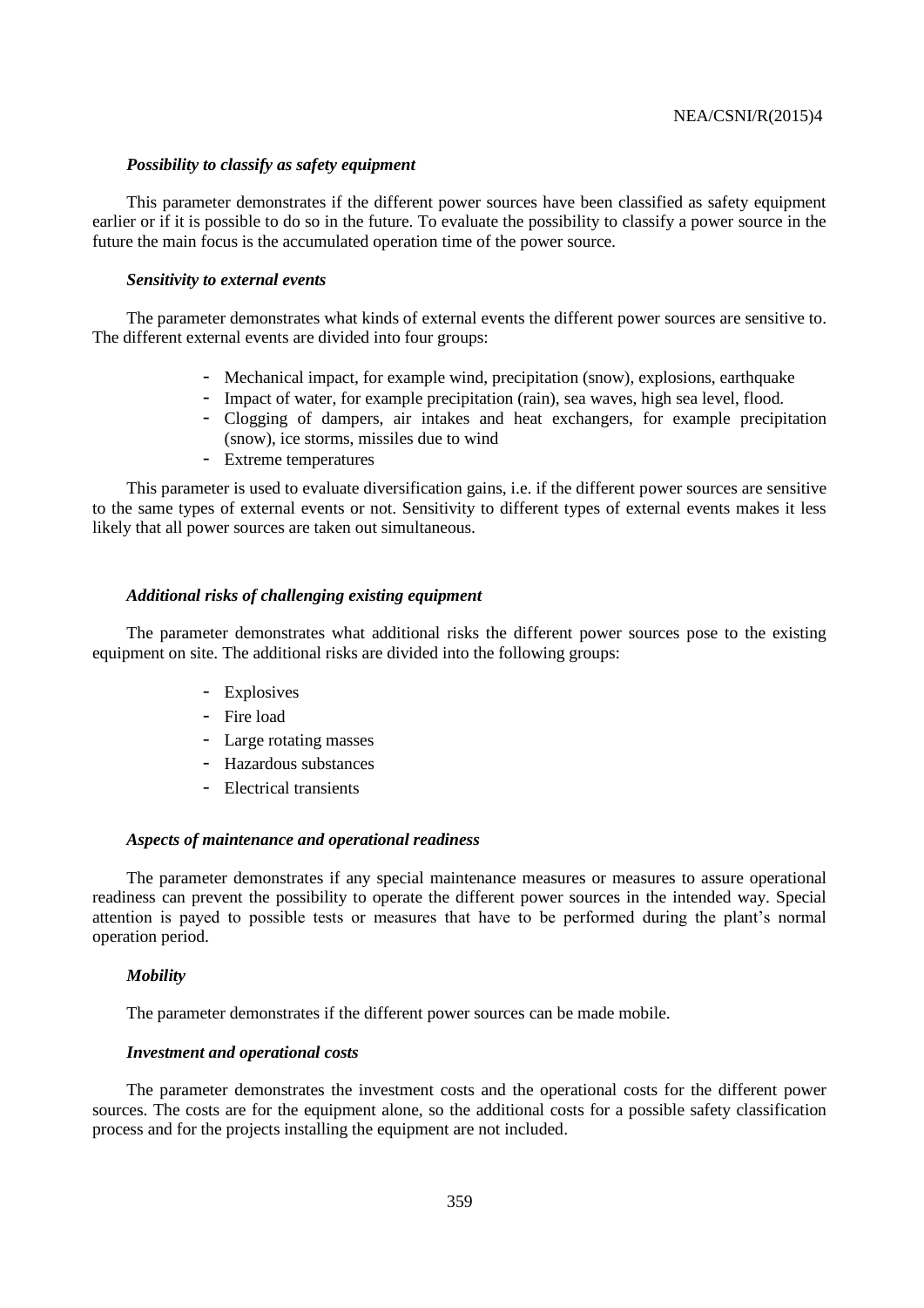***Possibility to classify as safety equipment***

This parameter demonstrates if the different power sources have been classified as safety equipment earlier or if it is possible to do so in the future. To evaluate the possibility to classify a power source in the future the main focus is the accumulated operation time of the power source.

***Sensitivity to external events***

The parameter demonstrates what kinds of external events the different power sources are sensitive to. The different external events are divided into four groups:

- Mechanical impact, for example wind, precipitation (snow), explosions, earthquake
- Impact of water, for example precipitation (rain), sea waves, high sea level, flood.
- Clogging of dampers, air intakes and heat exchangers, for example precipitation (snow), ice storms, missiles due to wind
- Extreme temperatures

This parameter is used to evaluate diversification gains, i.e. if the different power sources are sensitive to the same types of external events or not. Sensitivity to different types of external events makes it less likely that all power sources are taken out simultaneous.

***Additional risks of challenging existing equipment***

The parameter demonstrates what additional risks the different power sources pose to the existing equipment on site. The additional risks are divided into the following groups:

- Explosives
- Fire load
- Large rotating masses
- Hazardous substances
- Electrical transients

***Aspects of maintenance and operational readiness***

The parameter demonstrates if any special maintenance measures or measures to assure operational readiness can prevent the possibility to operate the different power sources in the intended way. Special attention is payed to possible tests or measures that have to be performed during the plant's normal operation period.

***Mobility***

The parameter demonstrates if the different power sources can be made mobile.

***Investment and operational costs***

The parameter demonstrates the investment costs and the operational costs for the different power sources. The costs are for the equipment alone, so the additional costs for a possible safety classification process and for the projects installing the equipment are not included.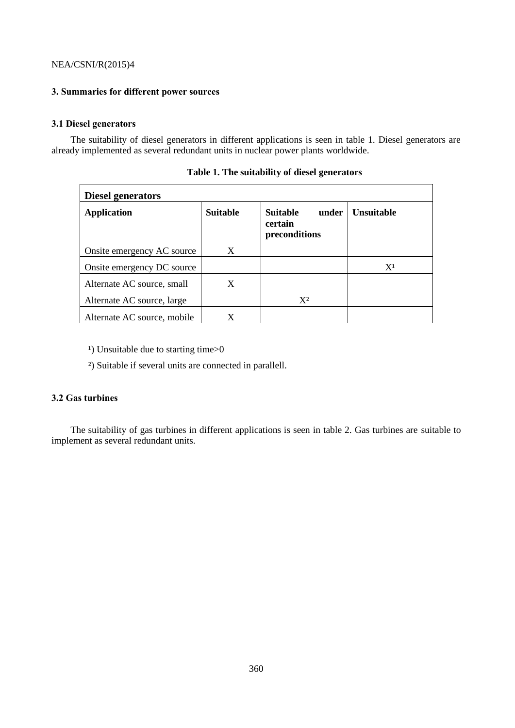## 3. Summaries for different power sources

### 3.1 Diesel generators

The suitability of diesel generators in different applications is seen in table 1. Diesel generators are already implemented as several redundant units in nuclear power plants worldwide.

**Table 1. The suitability of diesel generators**

| **Diesel generators** | | | |
|---|---|---|---|
| **Application** | **Suitable** | **Suitable under certain preconditions** | **Unsuitable** |
| Onsite emergency AC source | X | | |
| Onsite emergency DC source | | | X[1] |
| Alternate AC source, small | X | | |
| Alternate AC source, large | | X[2] | |
| Alternate AC source, mobile | X | | |

[1]) Unsuitable due to starting time>0

[2]) Suitable if several units are connected in parallell.

### 3.2 Gas turbines

The suitability of gas turbines in different applications is seen in table 2. Gas turbines are suitable to implement as several redundant units.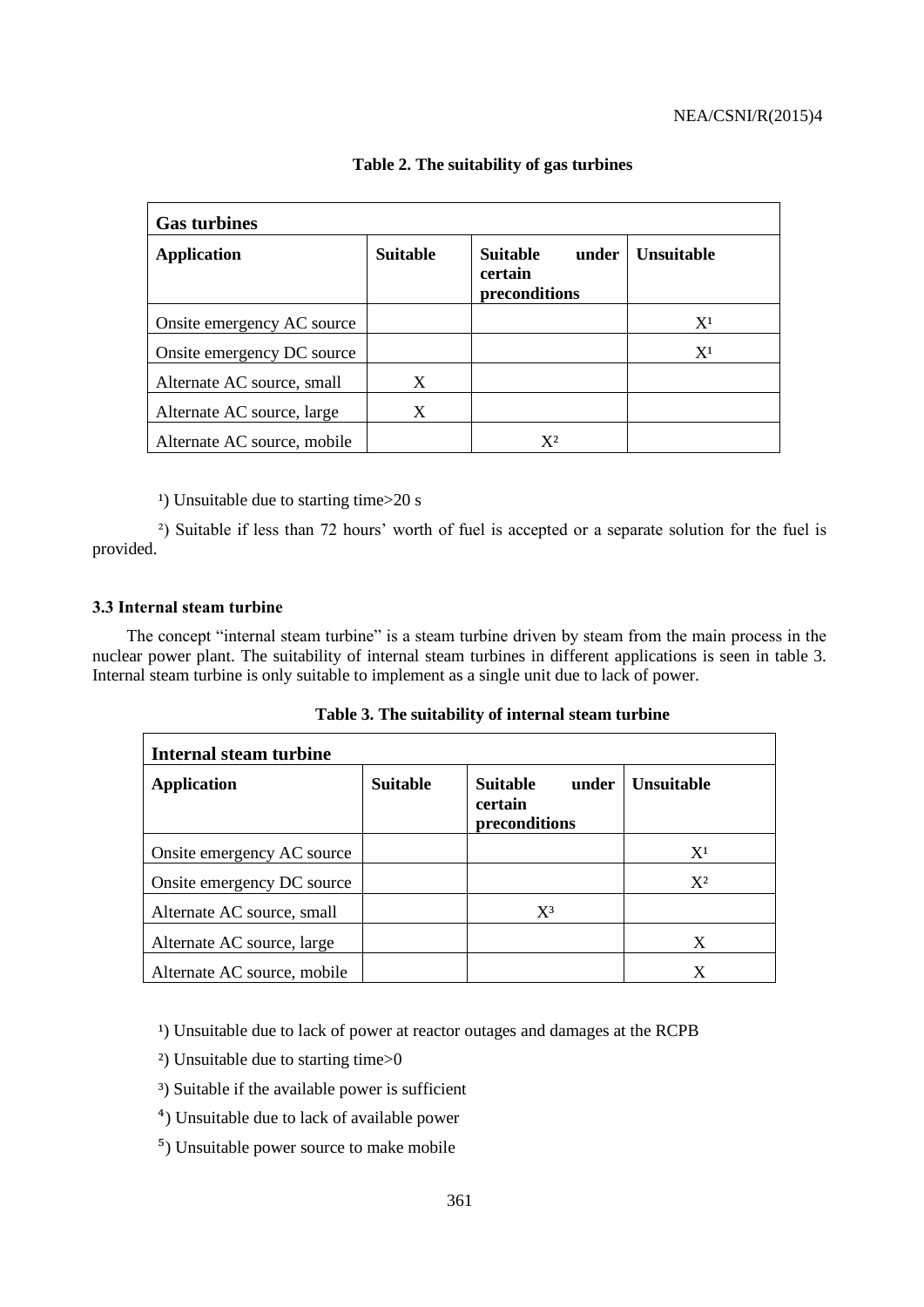**Table 2. The suitability of gas turbines**

| Gas turbines | | | |
|---|---|---|---|
| **Application** | **Suitable** | **Suitable under certain preconditions** | **Unsuitable** |
| Onsite emergency AC source | | | X[1] |
| Onsite emergency DC source | | | X[1] |
| Alternate AC source, small | X | | |
| Alternate AC source, large | X | | |
| Alternate AC source, mobile | | X[2] | |

[1]) Unsuitable due to starting time>20 s

[2]) Suitable if less than 72 hours' worth of fuel is accepted or a separate solution for the fuel is provided.

### 3.3 Internal steam turbine

The concept "internal steam turbine" is a steam turbine driven by steam from the main process in the nuclear power plant. The suitability of internal steam turbines in different applications is seen in table 3. Internal steam turbine is only suitable to implement as a single unit due to lack of power.

**Table 3. The suitability of internal steam turbine**

| Internal steam turbine | | | |
|---|---|---|---|
| **Application** | **Suitable** | **Suitable under certain preconditions** | **Unsuitable** |
| Onsite emergency AC source | | | X[1] |
| Onsite emergency DC source | | | X[2] |
| Alternate AC source, small | | X[3] | |
| Alternate AC source, large | | | X |
| Alternate AC source, mobile | | | X |

[1]) Unsuitable due to lack of power at reactor outages and damages at the RCPB

[2]) Unsuitable due to starting time>0

[3]) Suitable if the available power is sufficient

[4]) Unsuitable due to lack of available power

[5]) Unsuitable power source to make mobile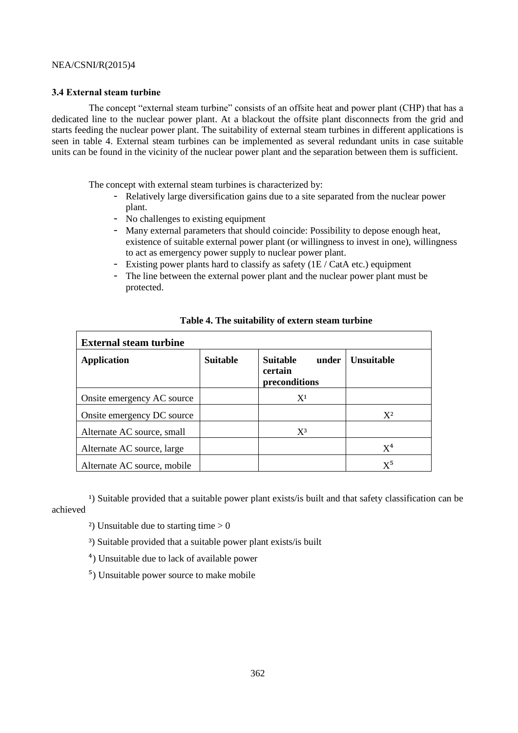### 3.4 External steam turbine

The concept "external steam turbine" consists of an offsite heat and power plant (CHP) that has a dedicated line to the nuclear power plant. At a blackout the offsite plant disconnects from the grid and starts feeding the nuclear power plant. The suitability of external steam turbines in different applications is seen in table 4. External steam turbines can be implemented as several redundant units in case suitable units can be found in the vicinity of the nuclear power plant and the separation between them is sufficient.

The concept with external steam turbines is characterized by:

- Relatively large diversification gains due to a site separated from the nuclear power plant.
- No challenges to existing equipment
- Many external parameters that should coincide: Possibility to depose enough heat, existence of suitable external power plant (or willingness to invest in one), willingness to act as emergency power supply to nuclear power plant.
- Existing power plants hard to classify as safety (1E / CatA etc.) equipment
- The line between the external power plant and the nuclear power plant must be protected.

**Table 4. The suitability of extern steam turbine**

| **External steam turbine** | | | |
|---|---|---|---|
| **Application** | **Suitable** | **Suitable under certain preconditions** | **Unsuitable** |
| Onsite emergency AC source | | X[1] | |
| Onsite emergency DC source | | | X[2] |
| Alternate AC source, small | | X[3] | |
| Alternate AC source, large | | | X[4] |
| Alternate AC source, mobile | | | X[5] |

[1]) Suitable provided that a suitable power plant exists/is built and that safety classification can be achieved

[2]) Unsuitable due to starting time > 0

[3]) Suitable provided that a suitable power plant exists/is built

[4]) Unsuitable due to lack of available power

[5]) Unsuitable power source to make mobile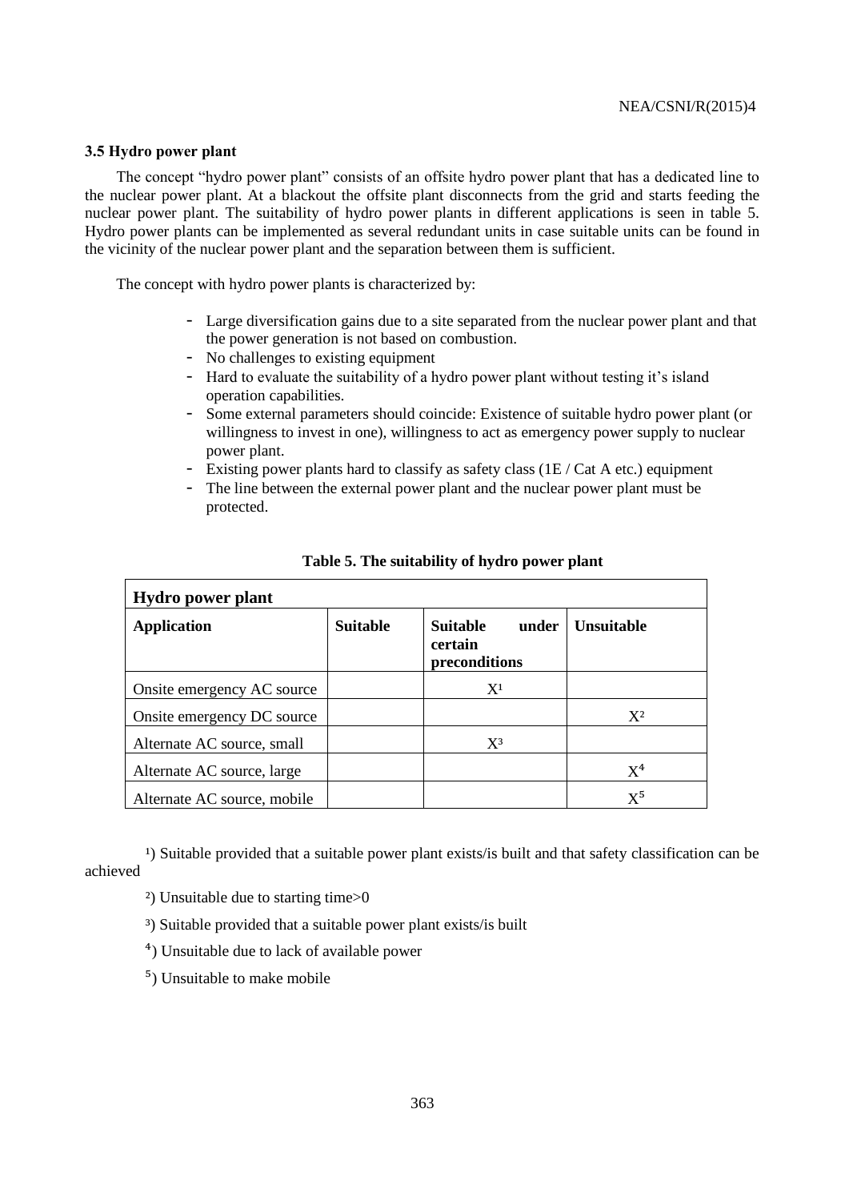### 3.5 Hydro power plant

The concept "hydro power plant" consists of an offsite hydro power plant that has a dedicated line to the nuclear power plant. At a blackout the offsite plant disconnects from the grid and starts feeding the nuclear power plant. The suitability of hydro power plants in different applications is seen in table 5. Hydro power plants can be implemented as several redundant units in case suitable units can be found in the vicinity of the nuclear power plant and the separation between them is sufficient.

The concept with hydro power plants is characterized by:

- Large diversification gains due to a site separated from the nuclear power plant and that the power generation is not based on combustion.
- No challenges to existing equipment
- Hard to evaluate the suitability of a hydro power plant without testing it's island operation capabilities.
- Some external parameters should coincide: Existence of suitable hydro power plant (or willingness to invest in one), willingness to act as emergency power supply to nuclear power plant.
- Existing power plants hard to classify as safety class (1E / Cat A etc.) equipment
- The line between the external power plant and the nuclear power plant must be protected.

**Table 5. The suitability of hydro power plant**

| **Hydro power plant** | | | |
|---|---|---|---|
| **Application** | **Suitable** | **Suitable under certain preconditions** | **Unsuitable** |
| Onsite emergency AC source | | X[1] | |
| Onsite emergency DC source | | | X[2] |
| Alternate AC source, small | | X[3] | |
| Alternate AC source, large | | | X[4] |
| Alternate AC source, mobile | | | X[5] |

[1]) Suitable provided that a suitable power plant exists/is built and that safety classification can be achieved

[2]) Unsuitable due to starting time>0

[3]) Suitable provided that a suitable power plant exists/is built

[4]) Unsuitable due to lack of available power

[5]) Unsuitable to make mobile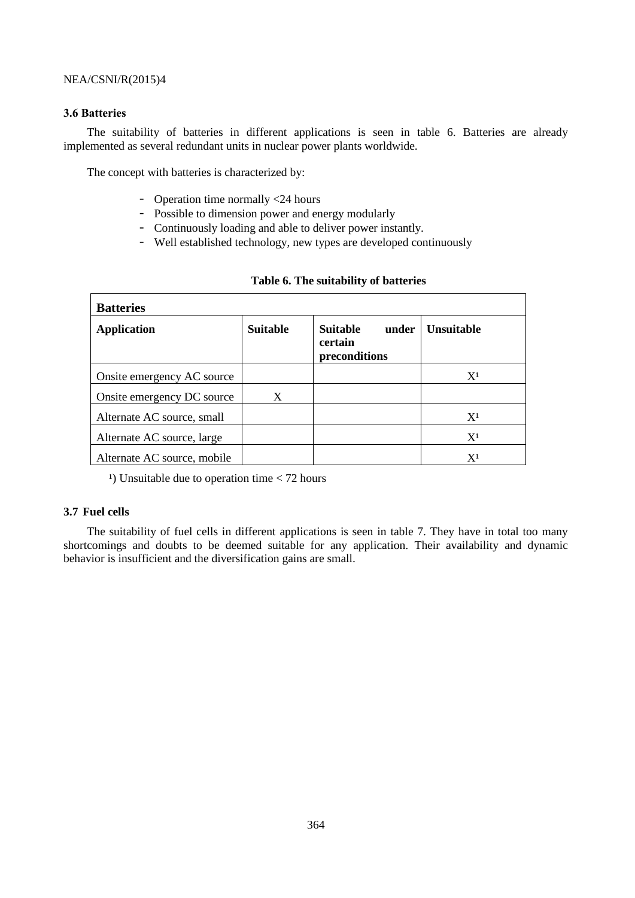### 3.6 Batteries

The suitability of batteries in different applications is seen in table 6. Batteries are already implemented as several redundant units in nuclear power plants worldwide.

The concept with batteries is characterized by:

- Operation time normally <24 hours
- Possible to dimension power and energy modularly
- Continuously loading and able to deliver power instantly.
- Well established technology, new types are developed continuously

**Table 6. The suitability of batteries**

| **Batteries** | | | |
|---|---|---|---|
| **Application** | **Suitable** | **Suitable under certain preconditions** | **Unsuitable** |
| Onsite emergency AC source | | | X[1] |
| Onsite emergency DC source | X | | |
| Alternate AC source, small | | | X[1] |
| Alternate AC source, large | | | X[1] |
| Alternate AC source, mobile | | | X[1] |

[1]) Unsuitable due to operation time < 72 hours

### 3.7 Fuel cells

The suitability of fuel cells in different applications is seen in table 7. They have in total too many shortcomings and doubts to be deemed suitable for any application. Their availability and dynamic behavior is insufficient and the diversification gains are small.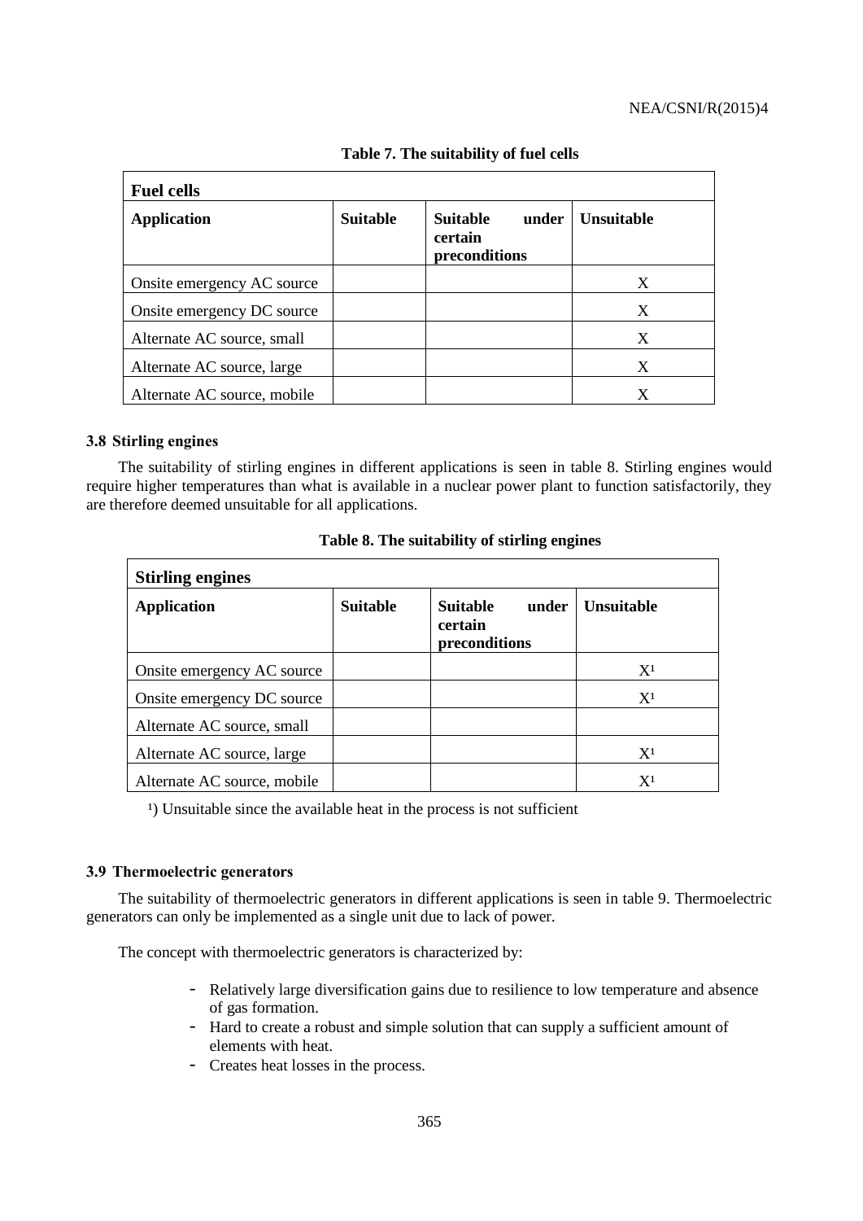**Table 7. The suitability of fuel cells**

| Fuel cells | | | |
|---|---|---|---|
| **Application** | **Suitable** | **Suitable under certain preconditions** | **Unsuitable** |
| Onsite emergency AC source | | | X |
| Onsite emergency DC source | | | X |
| Alternate AC source, small | | | X |
| Alternate AC source, large | | | X |
| Alternate AC source, mobile | | | X |

### 3.8 Stirling engines

The suitability of stirling engines in different applications is seen in table 8. Stirling engines would require higher temperatures than what is available in a nuclear power plant to function satisfactorily, they are therefore deemed unsuitable for all applications.

**Table 8. The suitability of stirling engines**

| Stirling engines | | | |
|---|---|---|---|
| **Application** | **Suitable** | **Suitable under certain preconditions** | **Unsuitable** |
| Onsite emergency AC source | | | X[1] |
| Onsite emergency DC source | | | X[1] |
| Alternate AC source, small | | | |
| Alternate AC source, large | | | X[1] |
| Alternate AC source, mobile | | | X[1] |

[1]) Unsuitable since the available heat in the process is not sufficient

### 3.9 Thermoelectric generators

The suitability of thermoelectric generators in different applications is seen in table 9. Thermoelectric generators can only be implemented as a single unit due to lack of power.

The concept with thermoelectric generators is characterized by:

- Relatively large diversification gains due to resilience to low temperature and absence of gas formation.
- Hard to create a robust and simple solution that can supply a sufficient amount of elements with heat.
- Creates heat losses in the process.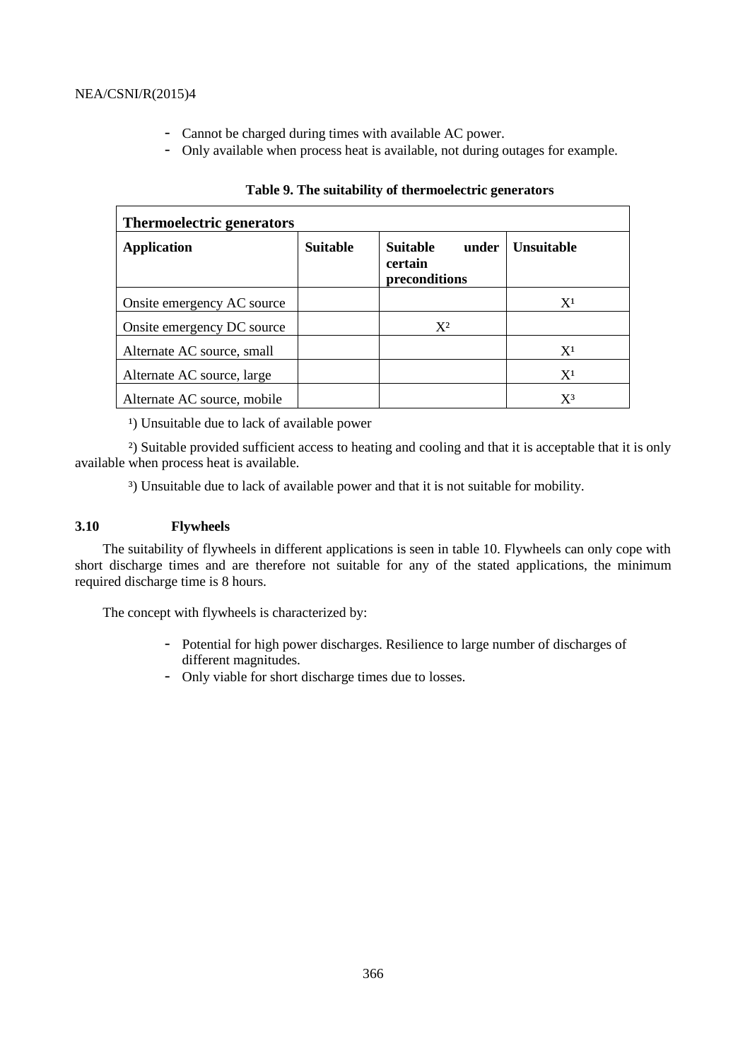- Cannot be charged during times with available AC power.
- Only available when process heat is available, not during outages for example.

**Table 9. The suitability of thermoelectric generators**

| **Thermoelectric generators** | | | |
|---|---|---|---|
| **Application** | **Suitable** | **Suitable under certain preconditions** | **Unsuitable** |
| Onsite emergency AC source | | | X[1] |
| Onsite emergency DC source | | X[2] | |
| Alternate AC source, small | | | X[1] |
| Alternate AC source, large | | | X[1] |
| Alternate AC source, mobile | | | X[3] |

[1]) Unsuitable due to lack of available power

[2]) Suitable provided sufficient access to heating and cooling and that it is acceptable that it is only available when process heat is available.

[3]) Unsuitable due to lack of available power and that it is not suitable for mobility.

### 3.10 Flywheels

The suitability of flywheels in different applications is seen in table 10. Flywheels can only cope with short discharge times and are therefore not suitable for any of the stated applications, the minimum required discharge time is 8 hours.

The concept with flywheels is characterized by:

- Potential for high power discharges. Resilience to large number of discharges of different magnitudes.
- Only viable for short discharge times due to losses.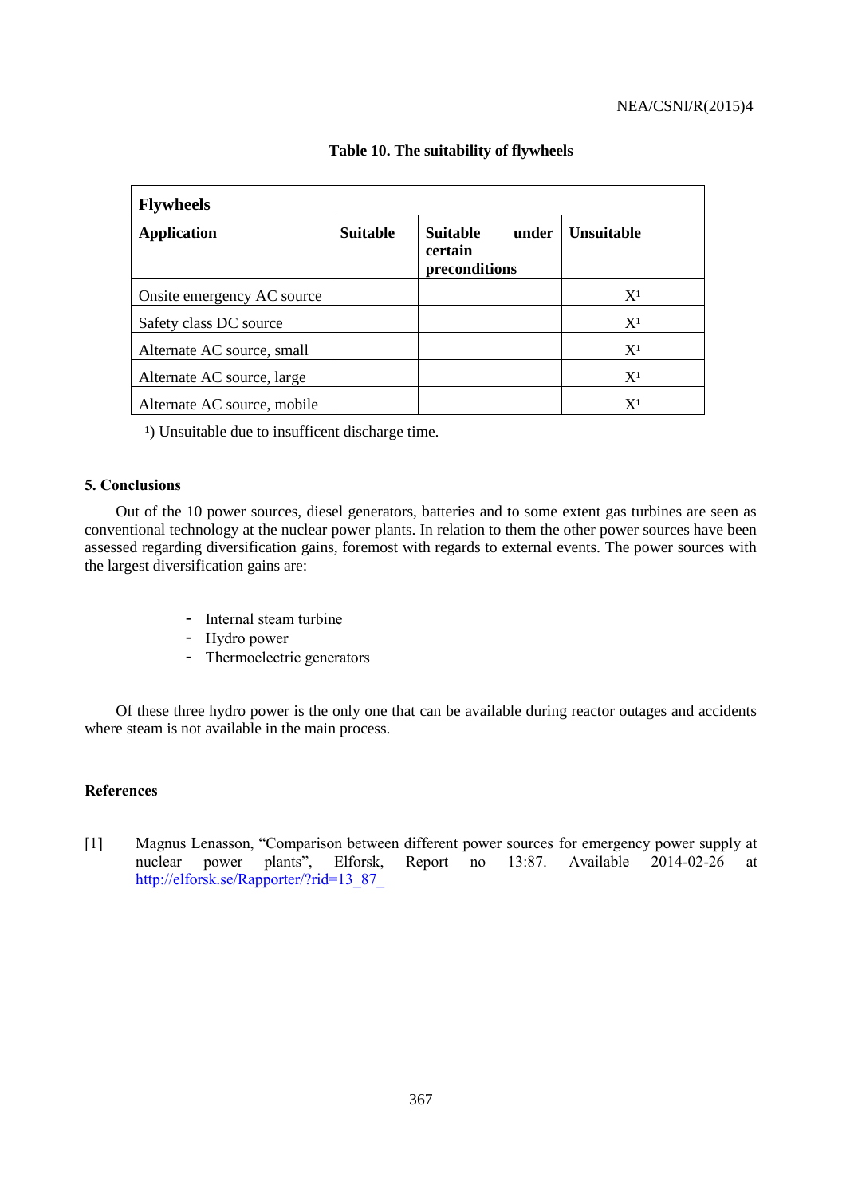**Table 10. The suitability of flywheels**

| Flywheels | | | |
|---|---|---|---|
| **Application** | **Suitable** | **Suitable under certain preconditions** | **Unsuitable** |
| Onsite emergency AC source | | | X[1] |
| Safety class DC source | | | X[1] |
| Alternate AC source, small | | | X[1] |
| Alternate AC source, large | | | X[1] |
| Alternate AC source, mobile | | | X[1] |

[1]) Unsuitable due to insufficent discharge time.

## 5. Conclusions

Out of the 10 power sources, diesel generators, batteries and to some extent gas turbines are seen as conventional technology at the nuclear power plants. In relation to them the other power sources have been assessed regarding diversification gains, foremost with regards to external events. The power sources with the largest diversification gains are:

- Internal steam turbine
- Hydro power
- Thermoelectric generators

Of these three hydro power is the only one that can be available during reactor outages and accidents where steam is not available in the main process.

## References

[1] Magnus Lenasson, "Comparison between different power sources for emergency power supply at nuclear power plants", Elforsk, Report no 13:87. Available 2014-02-26 at http://elforsk.se/Rapporter/?rid=13_87_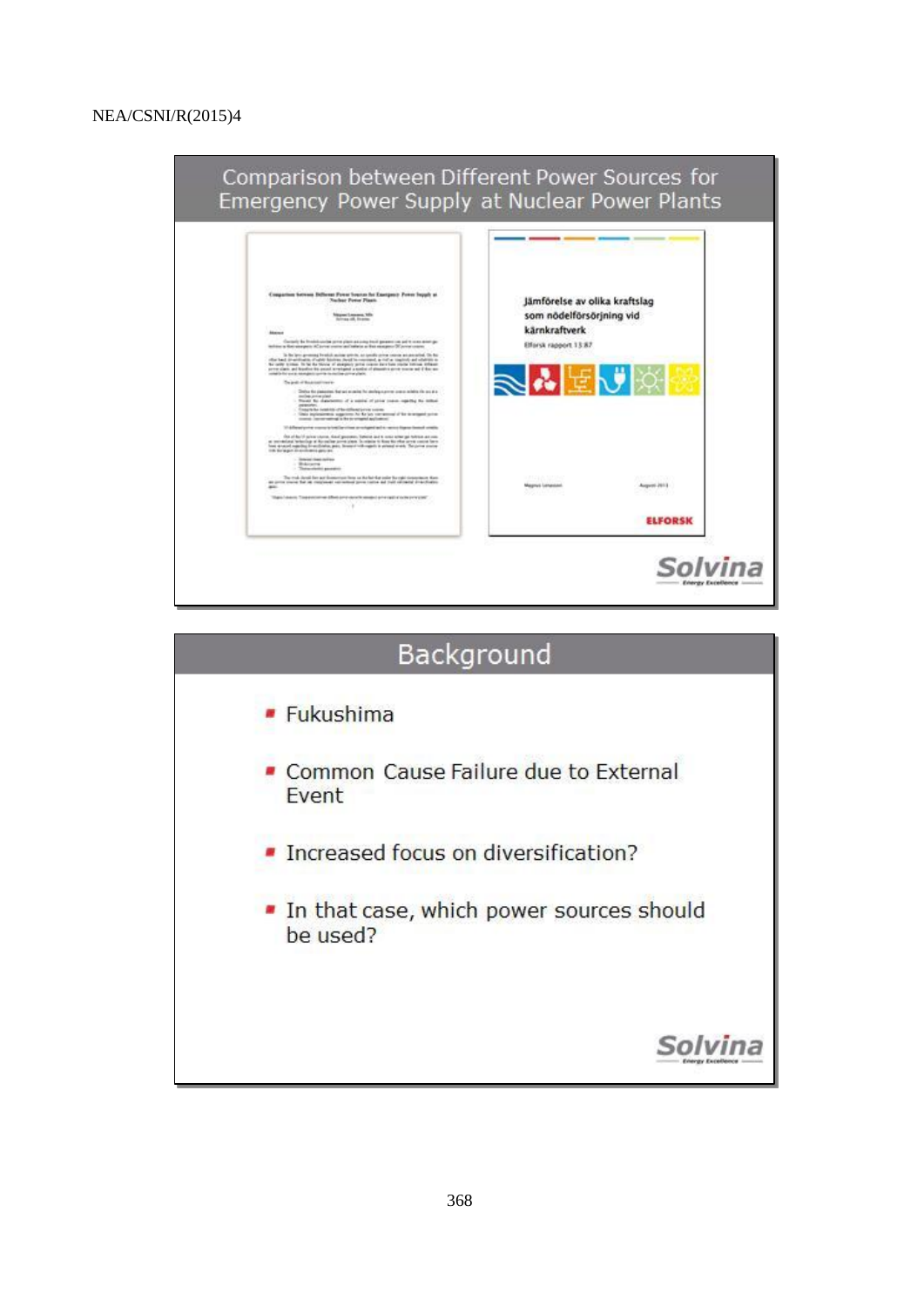## Comparison between Different Power Sources for Emergency Power Supply at Nuclear Power Plants

Jämförelse av olika kraftslag som nödelförsörjning vid kärnkraftverk

Elforsk rapport 13:87

Magnus Lenasson

August 2013

ELFORSK

Solvina
Energy Excellence

## Background

- Fukushima
- Common Cause Failure due to External Event
- Increased focus on diversification?
- In that case, which power sources should be used?

Solvina
Energy Excellence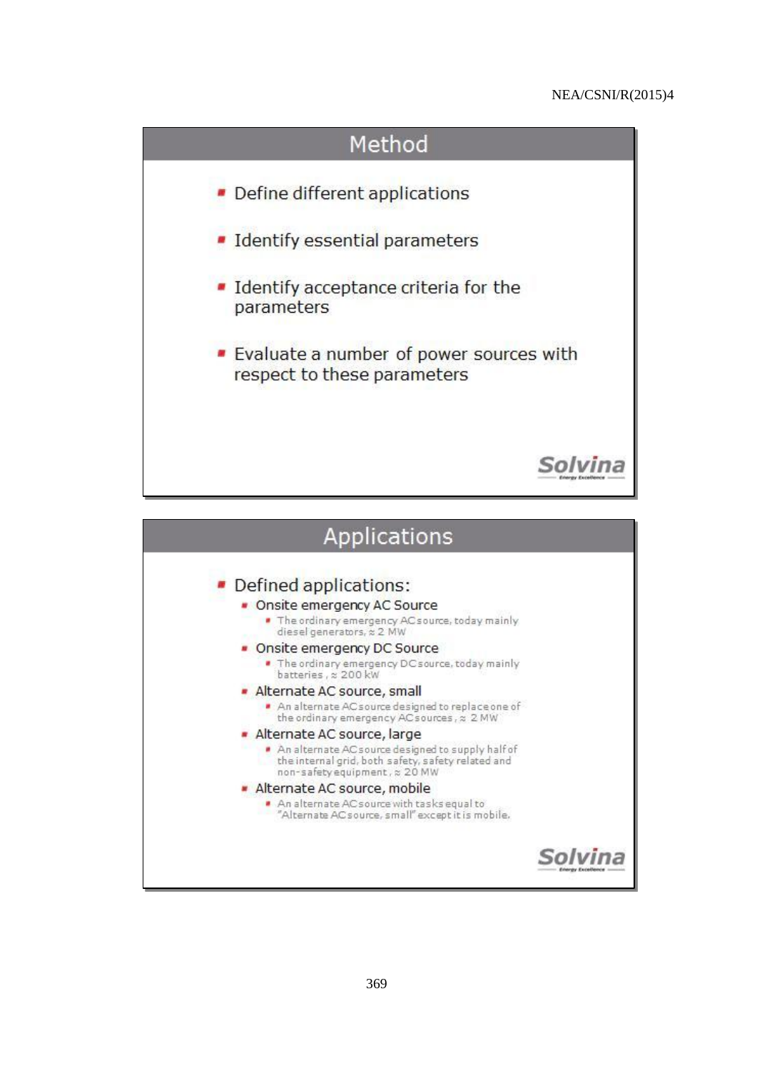## Method

- Define different applications
- Identify essential parameters
- Identify acceptance criteria for the parameters
- Evaluate a number of power sources with respect to these parameters

Solvina

## Applications

- Defined applications:
  - Onsite emergency AC Source
    - The ordinary emergency AC source, today mainly diesel generators, ≈ 2 MW
  - Onsite emergency DC Source
    - The ordinary emergency DC source, today mainly batteries , ≈ 200 kW
  - Alternate AC source, small
    - An alternate AC source designed to replace one of the ordinary emergency AC sources , ≈ 2 MW
  - Alternate AC source, large
    - An alternate AC source designed to supply half of the internal grid, both safety, safety related and non-safety equipment , ≈ 20 MW
  - Alternate AC source, mobile
    - An alternate AC source with tasks equal to "Alternate AC source, small" except it is mobile.

Solvina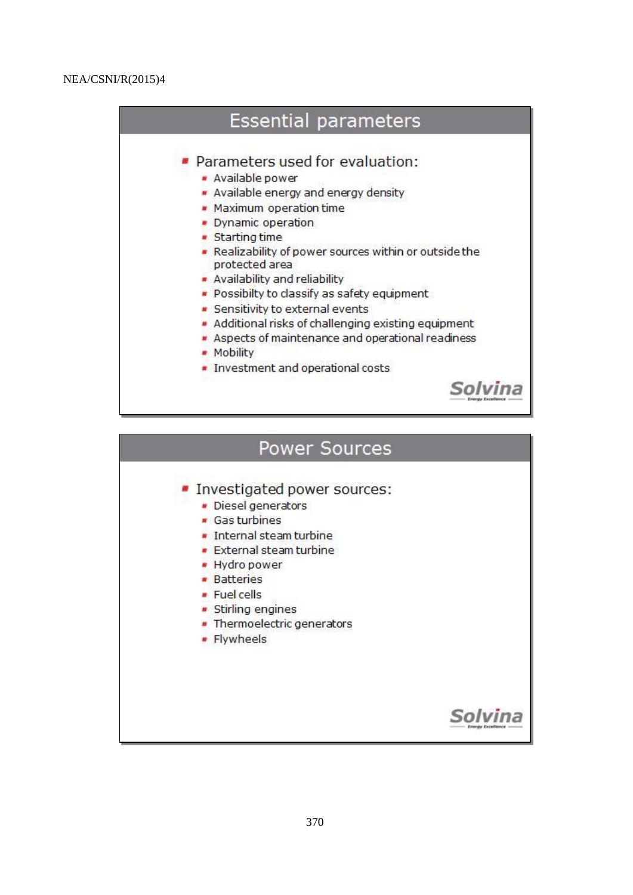## Essential parameters

- Parameters used for evaluation:
  - Available power
  - Available energy and energy density
  - Maximum operation time
  - Dynamic operation
  - Starting time
  - Realizability of power sources within or outside the protected area
  - Availability and reliability
  - Possibilty to classify as safety equipment
  - Sensitivity to external events
  - Additional risks of challenging existing equipment
  - Aspects of maintenance and operational readiness
  - Mobility
  - Investment and operational costs

Solvina

## Power Sources

- Investigated power sources:
  - Diesel generators
  - Gas turbines
  - Internal steam turbine
  - External steam turbine
  - Hydro power
  - Batteries
  - Fuel cells
  - Stirling engines
  - Thermoelectric generators
  - Flywheels

Solvina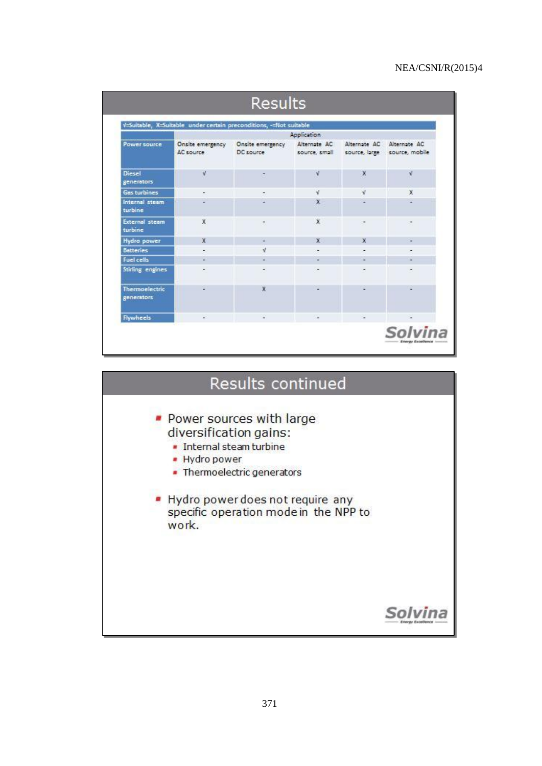## Results

√=Suitable, X=Suitable under certain preconditions, -=Not suitable

| Power source | Application | | | | |
|---|---|---|---|---|---|
| | Onsite emergency AC source | Onsite emergency DC source | Alternate AC source, small | Alternate AC source, large | Alternate AC source, mobile |
| Diesel generators | √ | - | √ | X | √ |
| Gas turbines | - | - | √ | √ | X |
| Internal steam turbine | - | - | X | - | - |
| External steam turbine | X | - | X | - | - |
| Hydro power | X | - | X | X | - |
| Batteries | - | √ | - | - | - |
| Fuel cells | - | - | - | - | - |
| Stirling engines | - | - | - | - | - |
| Thermoelectric generators | - | X | - | - | - |
| Flywheels | - | - | - | - | - |

Solvina

## Results continued

- Power sources with large diversification gains:
  - Internal steam turbine
  - Hydro power
  - Thermoelectric generators
- Hydro power does not require any specific operation mode in the NPP to work.

Solvina